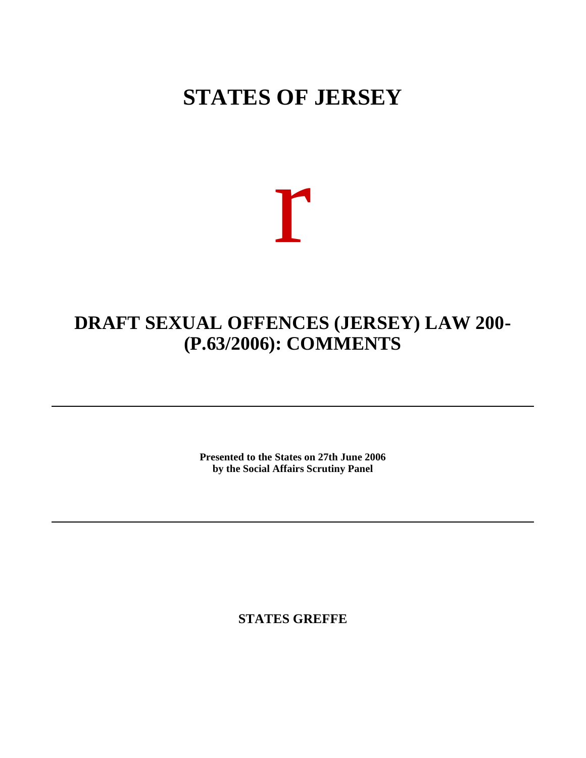# STATES OF JERSEY

r

## DRAFT SEXUAL OFFENCES (JERSEY) LAW 200- (P.63/2006): COMMENTS

---

**Presented to the States on 27th June 2006**
**by the Social Affairs Scrutiny Panel**

---

**STATES GREFFE**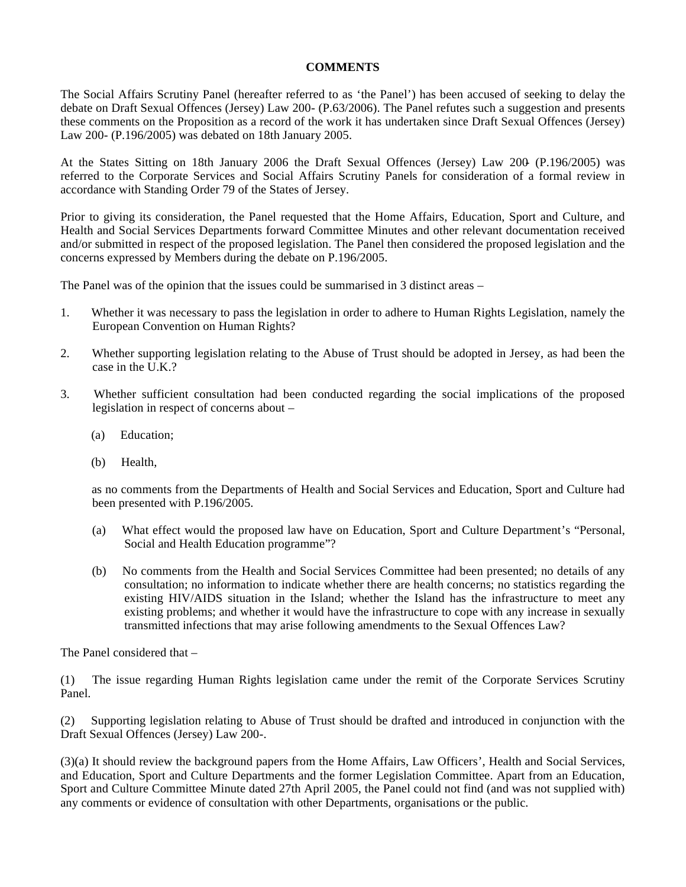**COMMENTS**

The Social Affairs Scrutiny Panel (hereafter referred to as 'the Panel') has been accused of seeking to delay the debate on Draft Sexual Offences (Jersey) Law 200- (P.63/2006). The Panel refutes such a suggestion and presents these comments on the Proposition as a record of the work it has undertaken since Draft Sexual Offences (Jersey) Law 200- (P.196/2005) was debated on 18th January 2005.

At the States Sitting on 18th January 2006 the Draft Sexual Offences (Jersey) Law 200- (P.196/2005) was referred to the Corporate Services and Social Affairs Scrutiny Panels for consideration of a formal review in accordance with Standing Order 79 of the States of Jersey.

Prior to giving its consideration, the Panel requested that the Home Affairs, Education, Sport and Culture, and Health and Social Services Departments forward Committee Minutes and other relevant documentation received and/or submitted in respect of the proposed legislation. The Panel then considered the proposed legislation and the concerns expressed by Members during the debate on P.196/2005.

The Panel was of the opinion that the issues could be summarised in 3 distinct areas –

1. Whether it was necessary to pass the legislation in order to adhere to Human Rights Legislation, namely the European Convention on Human Rights?

2. Whether supporting legislation relating to the Abuse of Trust should be adopted in Jersey, as had been the case in the U.K.?

3. Whether sufficient consultation had been conducted regarding the social implications of the proposed legislation in respect of concerns about –

   (a) Education;

   (b) Health,

   as no comments from the Departments of Health and Social Services and Education, Sport and Culture had been presented with P.196/2005.

   (a) What effect would the proposed law have on Education, Sport and Culture Department's "Personal, Social and Health Education programme"?

   (b) No comments from the Health and Social Services Committee had been presented; no details of any consultation; no information to indicate whether there are health concerns; no statistics regarding the existing HIV/AIDS situation in the Island; whether the Island has the infrastructure to meet any existing problems; and whether it would have the infrastructure to cope with any increase in sexually transmitted infections that may arise following amendments to the Sexual Offences Law?

The Panel considered that –

(1) The issue regarding Human Rights legislation came under the remit of the Corporate Services Scrutiny Panel.

(2) Supporting legislation relating to Abuse of Trust should be drafted and introduced in conjunction with the Draft Sexual Offences (Jersey) Law 200-.

(3)(a) It should review the background papers from the Home Affairs, Law Officers', Health and Social Services, and Education, Sport and Culture Departments and the former Legislation Committee. Apart from an Education, Sport and Culture Committee Minute dated 27th April 2005, the Panel could not find (and was not supplied with) any comments or evidence of consultation with other Departments, organisations or the public.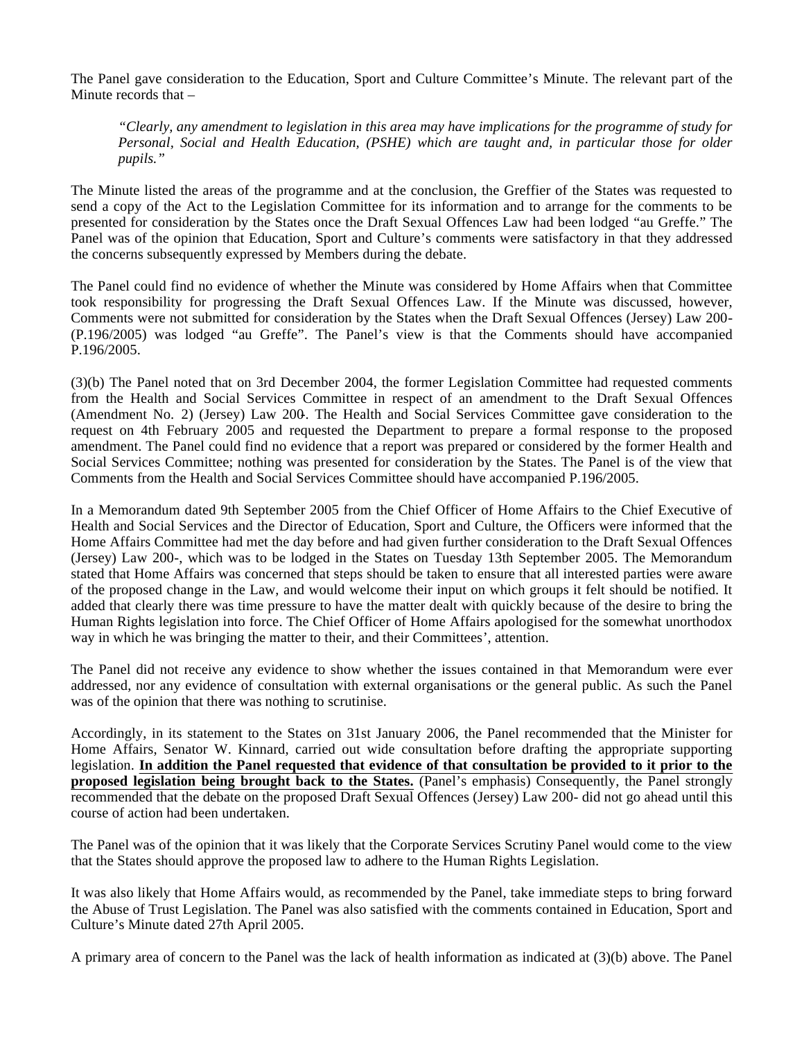The Panel gave consideration to the Education, Sport and Culture Committee's Minute. The relevant part of the Minute records that –

> *"Clearly, any amendment to legislation in this area may have implications for the programme of study for Personal, Social and Health Education, (PSHE) which are taught and, in particular those for older pupils."*

The Minute listed the areas of the programme and at the conclusion, the Greffier of the States was requested to send a copy of the Act to the Legislation Committee for its information and to arrange for the comments to be presented for consideration by the States once the Draft Sexual Offences Law had been lodged "au Greffe." The Panel was of the opinion that Education, Sport and Culture's comments were satisfactory in that they addressed the concerns subsequently expressed by Members during the debate.

The Panel could find no evidence of whether the Minute was considered by Home Affairs when that Committee took responsibility for progressing the Draft Sexual Offences Law. If the Minute was discussed, however, Comments were not submitted for consideration by the States when the Draft Sexual Offences (Jersey) Law 200- (P.196/2005) was lodged "au Greffe". The Panel's view is that the Comments should have accompanied P.196/2005.

(3)(b) The Panel noted that on 3rd December 2004, the former Legislation Committee had requested comments from the Health and Social Services Committee in respect of an amendment to the Draft Sexual Offences (Amendment No. 2) (Jersey) Law 200-. The Health and Social Services Committee gave consideration to the request on 4th February 2005 and requested the Department to prepare a formal response to the proposed amendment. The Panel could find no evidence that a report was prepared or considered by the former Health and Social Services Committee; nothing was presented for consideration by the States. The Panel is of the view that Comments from the Health and Social Services Committee should have accompanied P.196/2005.

In a Memorandum dated 9th September 2005 from the Chief Officer of Home Affairs to the Chief Executive of Health and Social Services and the Director of Education, Sport and Culture, the Officers were informed that the Home Affairs Committee had met the day before and had given further consideration to the Draft Sexual Offences (Jersey) Law 200-, which was to be lodged in the States on Tuesday 13th September 2005. The Memorandum stated that Home Affairs was concerned that steps should be taken to ensure that all interested parties were aware of the proposed change in the Law, and would welcome their input on which groups it felt should be notified. It added that clearly there was time pressure to have the matter dealt with quickly because of the desire to bring the Human Rights legislation into force. The Chief Officer of Home Affairs apologised for the somewhat unorthodox way in which he was bringing the matter to their, and their Committees', attention.

The Panel did not receive any evidence to show whether the issues contained in that Memorandum were ever addressed, nor any evidence of consultation with external organisations or the general public. As such the Panel was of the opinion that there was nothing to scrutinise.

Accordingly, in its statement to the States on 31st January 2006, the Panel recommended that the Minister for Home Affairs, Senator W. Kinnard, carried out wide consultation before drafting the appropriate supporting legislation. **In addition the Panel requested that evidence of that consultation be provided to it prior to the proposed legislation being brought back to the States.** (Panel's emphasis) Consequently, the Panel strongly recommended that the debate on the proposed Draft Sexual Offences (Jersey) Law 200- did not go ahead until this course of action had been undertaken.

The Panel was of the opinion that it was likely that the Corporate Services Scrutiny Panel would come to the view that the States should approve the proposed law to adhere to the Human Rights Legislation.

It was also likely that Home Affairs would, as recommended by the Panel, take immediate steps to bring forward the Abuse of Trust Legislation. The Panel was also satisfied with the comments contained in Education, Sport and Culture's Minute dated 27th April 2005.

A primary area of concern to the Panel was the lack of health information as indicated at (3)(b) above. The Panel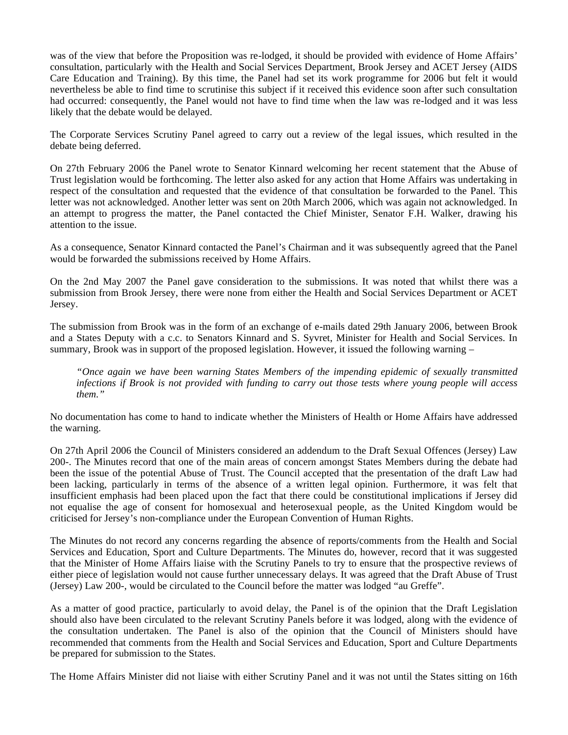was of the view that before the Proposition was re-lodged, it should be provided with evidence of Home Affairs' consultation, particularly with the Health and Social Services Department, Brook Jersey and ACET Jersey (AIDS Care Education and Training). By this time, the Panel had set its work programme for 2006 but felt it would nevertheless be able to find time to scrutinise this subject if it received this evidence soon after such consultation had occurred: consequently, the Panel would not have to find time when the law was re-lodged and it was less likely that the debate would be delayed.

The Corporate Services Scrutiny Panel agreed to carry out a review of the legal issues, which resulted in the debate being deferred.

On 27th February 2006 the Panel wrote to Senator Kinnard welcoming her recent statement that the Abuse of Trust legislation would be forthcoming. The letter also asked for any action that Home Affairs was undertaking in respect of the consultation and requested that the evidence of that consultation be forwarded to the Panel. This letter was not acknowledged. Another letter was sent on 20th March 2006, which was again not acknowledged. In an attempt to progress the matter, the Panel contacted the Chief Minister, Senator F.H. Walker, drawing his attention to the issue.

As a consequence, Senator Kinnard contacted the Panel's Chairman and it was subsequently agreed that the Panel would be forwarded the submissions received by Home Affairs.

On the 2nd May 2007 the Panel gave consideration to the submissions. It was noted that whilst there was a submission from Brook Jersey, there were none from either the Health and Social Services Department or ACET Jersey.

The submission from Brook was in the form of an exchange of e-mails dated 29th January 2006, between Brook and a States Deputy with a c.c. to Senators Kinnard and S. Syvret, Minister for Health and Social Services. In summary, Brook was in support of the proposed legislation. However, it issued the following warning –

> *"Once again we have been warning States Members of the impending epidemic of sexually transmitted infections if Brook is not provided with funding to carry out those tests where young people will access them."*

No documentation has come to hand to indicate whether the Ministers of Health or Home Affairs have addressed the warning.

On 27th April 2006 the Council of Ministers considered an addendum to the Draft Sexual Offences (Jersey) Law 200-. The Minutes record that one of the main areas of concern amongst States Members during the debate had been the issue of the potential Abuse of Trust. The Council accepted that the presentation of the draft Law had been lacking, particularly in terms of the absence of a written legal opinion. Furthermore, it was felt that insufficient emphasis had been placed upon the fact that there could be constitutional implications if Jersey did not equalise the age of consent for homosexual and heterosexual people, as the United Kingdom would be criticised for Jersey's non-compliance under the European Convention of Human Rights.

The Minutes do not record any concerns regarding the absence of reports/comments from the Health and Social Services and Education, Sport and Culture Departments. The Minutes do, however, record that it was suggested that the Minister of Home Affairs liaise with the Scrutiny Panels to try to ensure that the prospective reviews of either piece of legislation would not cause further unnecessary delays. It was agreed that the Draft Abuse of Trust (Jersey) Law 200-, would be circulated to the Council before the matter was lodged "au Greffe".

As a matter of good practice, particularly to avoid delay, the Panel is of the opinion that the Draft Legislation should also have been circulated to the relevant Scrutiny Panels before it was lodged, along with the evidence of the consultation undertaken. The Panel is also of the opinion that the Council of Ministers should have recommended that comments from the Health and Social Services and Education, Sport and Culture Departments be prepared for submission to the States.

The Home Affairs Minister did not liaise with either Scrutiny Panel and it was not until the States sitting on 16th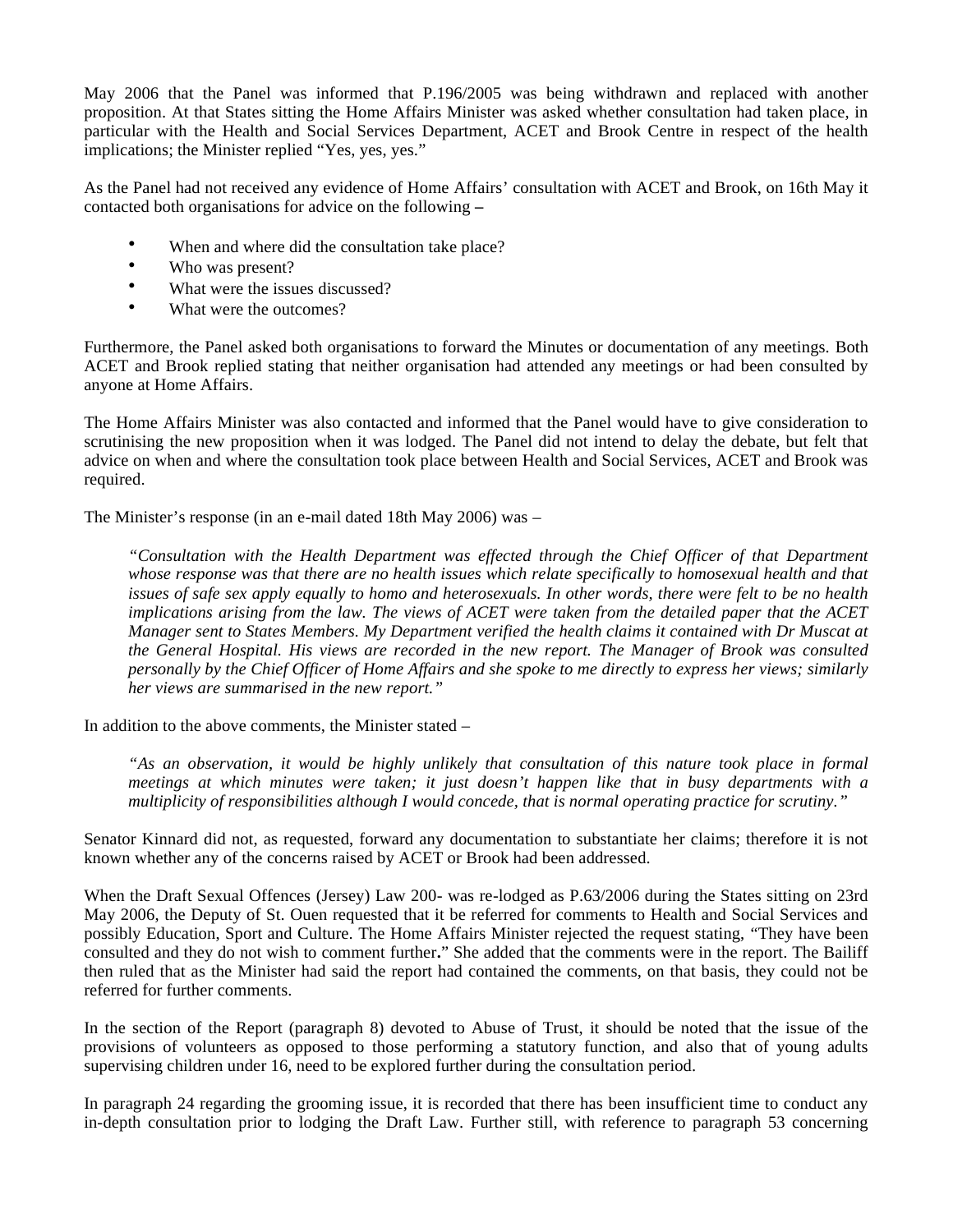May 2006 that the Panel was informed that P.196/2005 was being withdrawn and replaced with another proposition. At that States sitting the Home Affairs Minister was asked whether consultation had taken place, in particular with the Health and Social Services Department, ACET and Brook Centre in respect of the health implications; the Minister replied "Yes, yes, yes."

As the Panel had not received any evidence of Home Affairs' consultation with ACET and Brook, on 16th May it contacted both organisations for advice on the following **–**

- When and where did the consultation take place?
- Who was present?
- What were the issues discussed?
- What were the outcomes?

Furthermore, the Panel asked both organisations to forward the Minutes or documentation of any meetings. Both ACET and Brook replied stating that neither organisation had attended any meetings or had been consulted by anyone at Home Affairs.

The Home Affairs Minister was also contacted and informed that the Panel would have to give consideration to scrutinising the new proposition when it was lodged. The Panel did not intend to delay the debate, but felt that advice on when and where the consultation took place between Health and Social Services, ACET and Brook was required.

The Minister's response (in an e-mail dated 18th May 2006) was –

> *"Consultation with the Health Department was effected through the Chief Officer of that Department whose response was that there are no health issues which relate specifically to homosexual health and that issues of safe sex apply equally to homo and heterosexuals. In other words, there were felt to be no health implications arising from the law. The views of ACET were taken from the detailed paper that the ACET Manager sent to States Members. My Department verified the health claims it contained with Dr Muscat at the General Hospital. His views are recorded in the new report. The Manager of Brook was consulted personally by the Chief Officer of Home Affairs and she spoke to me directly to express her views; similarly her views are summarised in the new report."*

In addition to the above comments, the Minister stated –

> *"As an observation, it would be highly unlikely that consultation of this nature took place in formal meetings at which minutes were taken; it just doesn't happen like that in busy departments with a multiplicity of responsibilities although I would concede, that is normal operating practice for scrutiny."*

Senator Kinnard did not, as requested, forward any documentation to substantiate her claims; therefore it is not known whether any of the concerns raised by ACET or Brook had been addressed.

When the Draft Sexual Offences (Jersey) Law 200- was re-lodged as P.63/2006 during the States sitting on 23rd May 2006, the Deputy of St. Ouen requested that it be referred for comments to Health and Social Services and possibly Education, Sport and Culture. The Home Affairs Minister rejected the request stating, "They have been consulted and they do not wish to comment further**.**" She added that the comments were in the report. The Bailiff then ruled that as the Minister had said the report had contained the comments, on that basis, they could not be referred for further comments.

In the section of the Report (paragraph 8) devoted to Abuse of Trust, it should be noted that the issue of the provisions of volunteers as opposed to those performing a statutory function, and also that of young adults supervising children under 16, need to be explored further during the consultation period.

In paragraph 24 regarding the grooming issue, it is recorded that there has been insufficient time to conduct any in-depth consultation prior to lodging the Draft Law. Further still, with reference to paragraph 53 concerning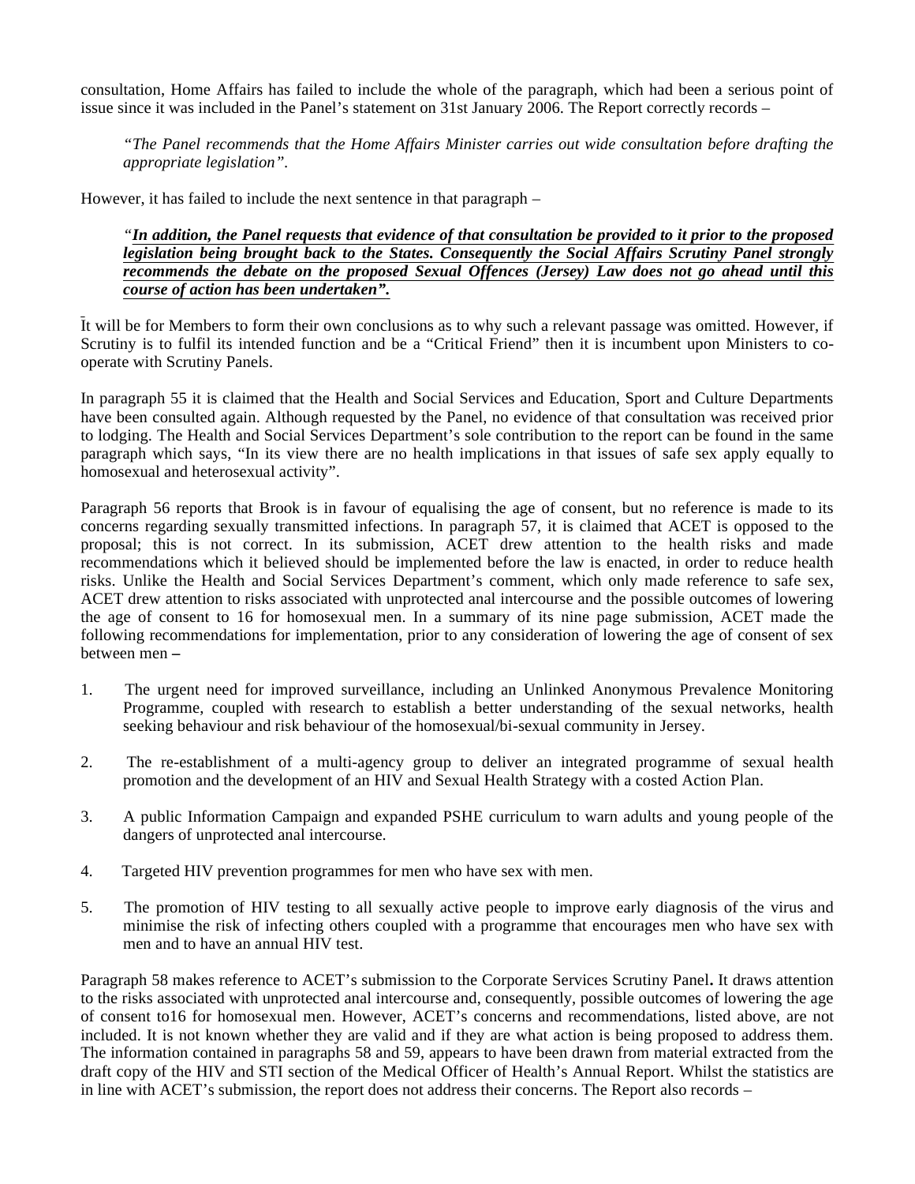consultation, Home Affairs has failed to include the whole of the paragraph, which had been a serious point of issue since it was included in the Panel's statement on 31st January 2006. The Report correctly records –

> *"The Panel recommends that the Home Affairs Minister carries out wide consultation before drafting the appropriate legislation".*

However, it has failed to include the next sentence in that paragraph –

> *"**In addition, the Panel requests that evidence of that consultation be provided to it prior to the proposed legislation being brought back to the States. Consequently the Social Affairs Scrutiny Panel strongly recommends the debate on the proposed Sexual Offences (Jersey) Law does not go ahead until this course of action has been undertaken".***

It will be for Members to form their own conclusions as to why such a relevant passage was omitted. However, if Scrutiny is to fulfil its intended function and be a "Critical Friend" then it is incumbent upon Ministers to co-operate with Scrutiny Panels.

In paragraph 55 it is claimed that the Health and Social Services and Education, Sport and Culture Departments have been consulted again. Although requested by the Panel, no evidence of that consultation was received prior to lodging. The Health and Social Services Department's sole contribution to the report can be found in the same paragraph which says, "In its view there are no health implications in that issues of safe sex apply equally to homosexual and heterosexual activity".

Paragraph 56 reports that Brook is in favour of equalising the age of consent, but no reference is made to its concerns regarding sexually transmitted infections. In paragraph 57, it is claimed that ACET is opposed to the proposal; this is not correct. In its submission, ACET drew attention to the health risks and made recommendations which it believed should be implemented before the law is enacted, in order to reduce health risks. Unlike the Health and Social Services Department's comment, which only made reference to safe sex, ACET drew attention to risks associated with unprotected anal intercourse and the possible outcomes of lowering the age of consent to 16 for homosexual men. In a summary of its nine page submission, ACET made the following recommendations for implementation, prior to any consideration of lowering the age of consent of sex between men **–**

1. The urgent need for improved surveillance, including an Unlinked Anonymous Prevalence Monitoring Programme, coupled with research to establish a better understanding of the sexual networks, health seeking behaviour and risk behaviour of the homosexual/bi-sexual community in Jersey.

2. The re-establishment of a multi-agency group to deliver an integrated programme of sexual health promotion and the development of an HIV and Sexual Health Strategy with a costed Action Plan.

3. A public Information Campaign and expanded PSHE curriculum to warn adults and young people of the dangers of unprotected anal intercourse.

4. Targeted HIV prevention programmes for men who have sex with men.

5. The promotion of HIV testing to all sexually active people to improve early diagnosis of the virus and minimise the risk of infecting others coupled with a programme that encourages men who have sex with men and to have an annual HIV test.

Paragraph 58 makes reference to ACET's submission to the Corporate Services Scrutiny Panel**.** It draws attention to the risks associated with unprotected anal intercourse and, consequently, possible outcomes of lowering the age of consent to16 for homosexual men. However, ACET's concerns and recommendations, listed above, are not included. It is not known whether they are valid and if they are what action is being proposed to address them. The information contained in paragraphs 58 and 59, appears to have been drawn from material extracted from the draft copy of the HIV and STI section of the Medical Officer of Health's Annual Report. Whilst the statistics are in line with ACET's submission, the report does not address their concerns. The Report also records –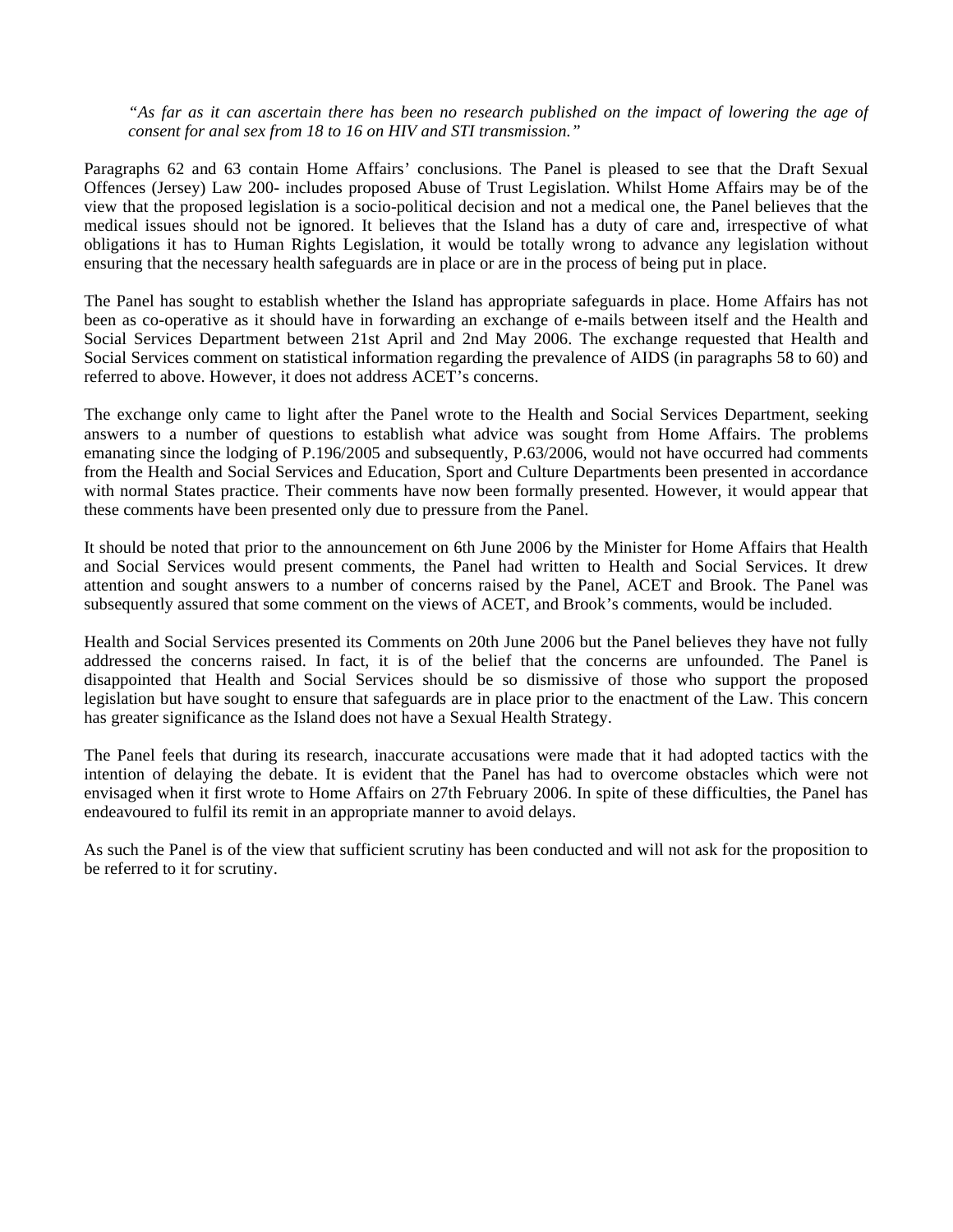*"As far as it can ascertain there has been no research published on the impact of lowering the age of consent for anal sex from 18 to 16 on HIV and STI transmission."*

Paragraphs 62 and 63 contain Home Affairs' conclusions. The Panel is pleased to see that the Draft Sexual Offences (Jersey) Law 200- includes proposed Abuse of Trust Legislation. Whilst Home Affairs may be of the view that the proposed legislation is a socio-political decision and not a medical one, the Panel believes that the medical issues should not be ignored. It believes that the Island has a duty of care and, irrespective of what obligations it has to Human Rights Legislation, it would be totally wrong to advance any legislation without ensuring that the necessary health safeguards are in place or are in the process of being put in place.

The Panel has sought to establish whether the Island has appropriate safeguards in place. Home Affairs has not been as co-operative as it should have in forwarding an exchange of e-mails between itself and the Health and Social Services Department between 21st April and 2nd May 2006. The exchange requested that Health and Social Services comment on statistical information regarding the prevalence of AIDS (in paragraphs 58 to 60) and referred to above. However, it does not address ACET's concerns.

The exchange only came to light after the Panel wrote to the Health and Social Services Department, seeking answers to a number of questions to establish what advice was sought from Home Affairs. The problems emanating since the lodging of P.196/2005 and subsequently, P.63/2006, would not have occurred had comments from the Health and Social Services and Education, Sport and Culture Departments been presented in accordance with normal States practice. Their comments have now been formally presented. However, it would appear that these comments have been presented only due to pressure from the Panel.

It should be noted that prior to the announcement on 6th June 2006 by the Minister for Home Affairs that Health and Social Services would present comments, the Panel had written to Health and Social Services. It drew attention and sought answers to a number of concerns raised by the Panel, ACET and Brook. The Panel was subsequently assured that some comment on the views of ACET, and Brook's comments, would be included.

Health and Social Services presented its Comments on 20th June 2006 but the Panel believes they have not fully addressed the concerns raised. In fact, it is of the belief that the concerns are unfounded. The Panel is disappointed that Health and Social Services should be so dismissive of those who support the proposed legislation but have sought to ensure that safeguards are in place prior to the enactment of the Law. This concern has greater significance as the Island does not have a Sexual Health Strategy.

The Panel feels that during its research, inaccurate accusations were made that it had adopted tactics with the intention of delaying the debate. It is evident that the Panel has had to overcome obstacles which were not envisaged when it first wrote to Home Affairs on 27th February 2006. In spite of these difficulties, the Panel has endeavoured to fulfil its remit in an appropriate manner to avoid delays.

As such the Panel is of the view that sufficient scrutiny has been conducted and will not ask for the proposition to be referred to it for scrutiny.